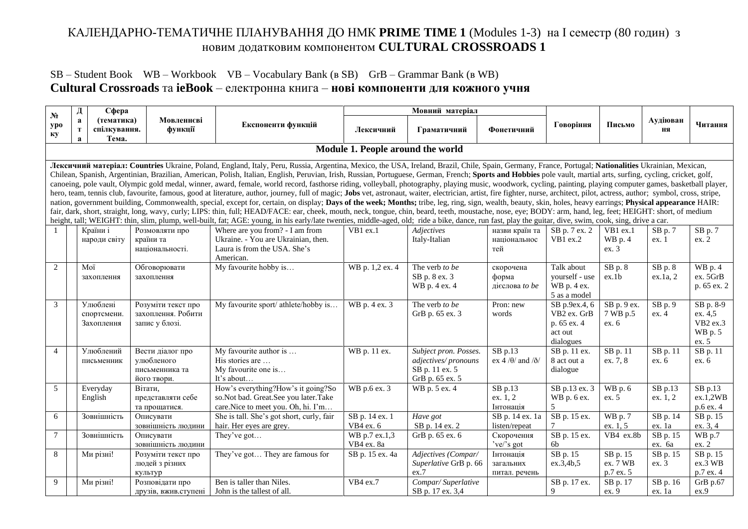КАЛЕНДАРНО-ТЕМАТИЧНЕ ПЛАНУВАННЯ ДО НМК **PRIME TIME 1** (Modules 1-3) на І семестр (80 годин) з новим додатковим компонентом **CULTURAL CROSSROADS 1**

SB – Student Book   WB – Workbook   VB – Vocabulary Bank (в SB)   GrB – Grammar Bank (в WB)

**Cultural Crossroads** та **ieBook** – електронна книга – **нові компоненти для кожного учня**

| № уроку | Дата | Сфера (тематика) спілкування. Тема. | Мовленнєві функції | Експоненти функцій | Мовний матеріал | | | Говоріння | Письмо | Аудіювання | Читання |
|---|---|---|---|---|---|---|---|---|---|---|---|
| | | | | | Лексичний | Граматичний | Фонетичний | | | | |
| **Module 1. People around the world** | | | | | | | | | | | |
| **Лексичний матеріал: Countries** Ukraine, Poland, England, Italy, Peru, Russia, Argentina, Mexico, the USA, Ireland, Brazil, Chile, Spain, Germany, France, Portugal; **Nationalities** Ukrainian, Mexican, Chilean, Spanish, Argentinian, Brazilian, American, Polish, Italian, English, Peruvian, Irish, Russian, Portuguese, German, French; **Sports and Hobbies** pole vault, martial arts, surfing, cycling, cricket, golf, canoeing, pole vault, Olympic gold medal, winner, award, female, world record, fasthorse riding, volleyball, photography, playing music, woodwork, cycling, painting, playing computer games, basketball player, hero, team, tennis club, favourite, famous, good at literature, author, journey, full of magic; **Jobs** vet, astronaut, waiter, electrician, artist, fire fighter, nurse, architect, pilot, actress, author; symbol, cross, stripe, nation, government building, Commonwealth, special, except for, certain, on display; **Days of the week; Months;** tribe, leg, ring, sign, wealth, beauty, skin, holes, heavy earrings; **Physical appearance** HAIR: fair, dark, short, straight, long, wavy, curly; LIPS: thin, full; HEAD/FACE: ear, cheek, mouth, neck, tongue, chin, beard, teeth, moustache, nose, eye; BODY: arm, hand, leg, feet; HEIGHT: short, of medium height, tall; WEIGHT: thin, slim, plump, well-built, fat; AGE: young, in his early/late twenties, middle-aged, old; ride a bike, dance, run fast, play the guitar, dive, swim, cook, sing, drive a car. | | | | | | | | | | | |
| 1 | | Країни і народи світу | Розмовляти про країни та національності. | Where are you from? - I am from Ukraine. - You are Ukrainian, then. Laura is from the USA. She's American. | VB1 ex.1 | *Adjectives* Italy-Italian | назви країн та національностей | SB p. 7 ex. 2 VB1 ex.2 | VB1 ex.1 WB p. 4 ex. 3 | SB p. 7 ex. 1 | SB p. 7 ex. 2 |
| 2 | | Мої захоплення | Обговорювати захоплення | My favourite hobby is… | WB p. 1,2 ex. 4 | The verb *to be* SB p. 8 ex. 3 WB p. 4 ex. 4 | скорочена форма дієслова *to be* | Talk about yourself - use WB p. 4 ex. 5 as a model | SB p. 8 ex.1b | SB p. 8 ex.1a, 2 | WB p. 4 ex. 5GrB p. 65 ex. 2 |
| 3 | | Улюблені спортсмени. Захоплення | Розуміти текст про захоплення. Робити запис у блозі. | My favourite sport/ athlete/hobby is… | WB p. 4 ex. 3 | The verb *to be* GrB p. 65 ex. 3 | Pron: new words | SB p.9ex.4, 6 VB2 ex. GrB p. 65 ex. 4 act out dialogues | SB p. 9 ex. 7 WB p.5 ex. 6 | SB p. 9 ex. 4 | SB p. 8-9 ex. 4,5 VB2 ex.3 WB p. 5 ex. 5 |
| 4 | | Улюблений письменник | Вести діалог про улюбленого письменника та його твори. | My favourite author is … His stories are … My favourite one is… It's about… | WB p. 11 ex. | *Subject pron. Posses. adjectives/ pronouns* SB p. 11 ex. 5 GrB p. 65 ex. 5 | SB p.13 ex 4 /θ/ and /ð/ | SB p. 11 ex. 8 act out a dialogue | SB p. 11 ex. 7, 8 | SB p. 11 ex. 6 | SB p. 11 ex. 6 |
| 5 | | Everyday English | Вітати, представляти себе та прощатися. | How's everything?How's it going?So so.Not bad. Great.See you later.Take care.Nice to meet you. Oh, hi. I'm… | WB p.6 ex. 3 | WB p. 5 ex. 4 | SB p.13 ex. 1, 2 Інтонація | SB p.13 ex. 3 WB p. 6 ex. 5 | WB p. 6 ex. 5 | SB p.13 ex. 1, 2 | SB p.13 ex.1,2WB p.6 ex. 4 |
| 6 | | Зовнішність | Описувати зовнішність людини | She is tall. She's got short, curly, fair hair. Her eyes are grey. | SB p. 14 ex. 1 VB4 ex. 6 | *Have got* SB p. 14 ex. 2 | SB p. 14 ex. 1a listen/repeat | SB p. 15 ex. 7 | WB p. 7 ex. 1, 5 | SB p. 14 ex. 1a | SB p. 15 ex. 3, 4 |
| 7 | | Зовнішність | Описувати зовнішність людини | They've got… | WB p.7 ex.1,3 VB4 ex. 8a | GrB p. 65 ex. 6 | Скорочення 've/'s got | SB p. 15 ex. 6b | VB4 ex.8b | SB p. 15 ex. 6a | WB p.7 ex. 2 |
| 8 | | Ми різні! | Розуміти текст про людей з різних культур | They've got… They are famous for | SB p. 15 ex. 4a | *Adjectives (Compar/ Superlative* GrB p. 66 ex.7 | Інтонація загальних питал. речень | SB p. 15 ex.3,4b,5 | SB p. 15 ex. 7 WB p.7 ex. 5 | SB p. 15 ex. 3 | SB p. 15 ex.3 WB p.7 ex. 4 |
| 9 | | Ми різні! | Розповідати про друзів, вжив.ступені | Ben is taller than Niles. John is the tallest of all. | VB4 ex.7 | *Compar/ Superlative* SB p. 17 ex. 3,4 | | SB p. 17 ex. 9 | SB p. 17 ex. 9 | SB p. 16 ex. 1a | GrB p.67 ex.9 |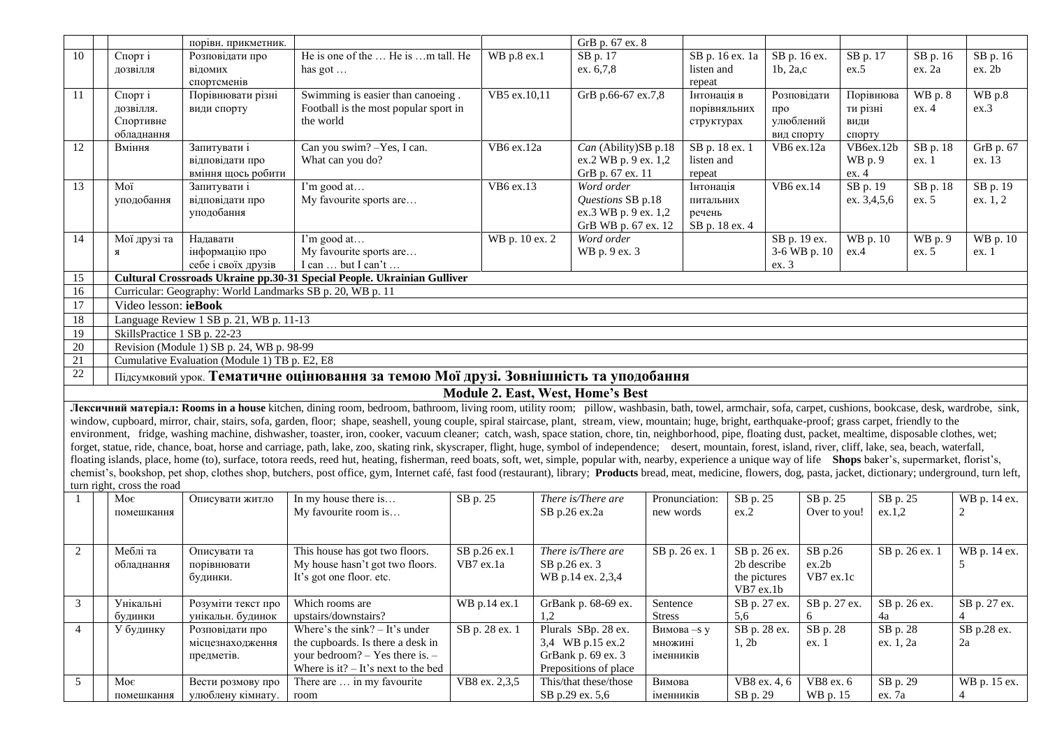| | | | | | | | | | | | |
|---|---|---|---|---|---|---|---|---|---|---|---|
| | | порівн. прикметник. | | | GrB p. 67 ex. 8 | | | | | | |
| 10 | Спорт і дозвілля | Розповідати про відомих спортсменів | He is one of the … He is …m tall. He has got … | WB p.8 ex.1 | SB p. 17 ex. 6,7,8 | SB p. 16 ex. 1a listen and repeat | SB p. 16 ex. 1b, 2a,c | SB p. 17 ex.5 | SB p. 16 ex. 2a | SB p. 16 ex. 2b |
| 11 | Спорт і дозвілля. Спортивне обладнання | Порівнювати різні види спорту | Swimming is easier than canoeing . Football is the most popular sport in the world | VB5 ex.10,11 | GrB p.66-67 ex.7,8 | Інтонація в порівняльних структурах | Розповідати про улюблений вид спорту | Порівнювати різні види спорту | WB p. 8 ex. 4 | WB p.8 ex.3 |
| 12 | Вміння | Запитувати і відповідати про вміння щось робити | Can you swim? –Yes, I can. What can you do? | VB6 ex.12a | *Can* (Ability)SB p.18 ex.2 WB p. 9 ex. 1,2 GrB p. 67 ex. 11 | SB p. 18 ex. 1 listen and repeat | VB6 ex.12a | VB6ex.12b WB p. 9 ex. 4 | SB p. 18 ex. 1 | GrB p. 67 ex. 13 |
| 13 | Мої уподобання | Запитувати і відповідати про уподобання | I'm good at… My favourite sports are… | VB6 ex.13 | *Word order Questions* SB p.18 ex.3 WB p. 9 ex. 1,2 GrB WB p. 67 ex. 12 | Інтонація питальних речень SB p. 18 ex. 4 | VB6 ex.14 | SB p. 19 ex. 3,4,5,6 | SB p. 18 ex. 5 | SB p. 19 ex. 1, 2 |
| 14 | Мої друзі та я | Надавати інформацію про себе і своїх друзів | I'm good at… My favourite sports are… I can … but I can't … | WB p. 10 ex. 2 | *Word order* WB p. 9 ex. 3 | | SB p. 19 ex. 3-6 WB p. 10 ex. 3 | WB p. 10 ex.4 | WB p. 9 ex. 5 | WB p. 10 ex. 1 |
| 15 | **Cultural Crossroads Ukraine pp.30-31 Special People. Ukrainian Gulliver** | | | | | | | | | |
| 16 | Curricular: Geography: World Landmarks SB p. 20, WB p. 11 | | | | | | | | | |
| 17 | Video lesson: **ieBook** | | | | | | | | | |
| 18 | Language Review 1 SB p. 21, WB p. 11-13 | | | | | | | | | |
| 19 | SkillsPractice 1 SB p. 22-23 | | | | | | | | | |
| 20 | Revision (Module 1) SB p. 24, WB p. 98-99 | | | | | | | | | |
| 21 | Cumulative Evaluation (Module 1) TB p. E2, E8 | | | | | | | | | |
| 22 | Підсумковий урок. **Тематичне оцінювання за темою Мої друзі. Зовнішність та уподобання** | | | | | | | | | |

## Module 2. East, West, Home's Best

**Лексичний матеріал: Rooms in a house** kitchen, dining room, bedroom, bathroom, living room, utility room; pillow, washbasin, bath, towel, armchair, sofa, carpet, cushions, bookcase, desk, wardrobe, sink, window, cupboard, mirror, chair, stairs, sofa, garden, floor; shape, seashell, young couple, spiral staircase, plant, stream, view, mountain; huge, bright, earthquake-proof; grass carpet, friendly to the environment, fridge, washing machine, dishwasher, toaster, iron, cooker, vacuum cleaner; catch, wash, space station, chore, tin, neighborhood, pipe, floating dust, packet, mealtime, disposable clothes, wet; forget, statue, ride, chance, boat, horse and carriage, path, lake, zoo, skating rink, skyscraper, flight, huge, symbol of independence; desert, mountain, forest, island, river, cliff, lake, sea, beach, waterfall, floating islands, place, home (to), surface, totora reeds, reed hut, heating, fisherman, reed boats, soft, wet, simple, popular with, nearby, experience a unique way of life **Shops** baker's, supermarket, florist's, chemist's, bookshop, pet shop, clothes shop, butchers, post office, gym, Internet café, fast food (restaurant), library; **Products** bread, meat, medicine, flowers, dog, pasta, jacket, dictionary; underground, turn left, turn right, cross the road

| | | | | | | | | | | |
|---|---|---|---|---|---|---|---|---|---|---|
| 1 | Моє помешкання | Описувати житло | In my house there is… My favourite room is… | SB p. 25 | *There is/There are* SB p.26 ex.2a | Pronunciation: new words | SB p. 25 ex.2 | SB p. 25 Over to you! | SB p. 25 ex.1,2 | WB p. 14 ex. 2 |
| 2 | Меблі та обладнання | Описувати та порівнювати будинки. | This house has got two floors. My house hasn't got two floors. It's got one floor. etc. | SB p.26 ex.1 VB7 ex.1a | *There is/There are* SB p.26 ex. 3 WB p.14 ex. 2,3,4 | SB p. 26 ex. 1 | SB p. 26 ex. 2b describe the pictures VB7 ex.1b | SB p.26 ex.2b VB7 ex.1c | SB p. 26 ex. 1 | WB p. 14 ex. 5 |
| 3 | Унікальні будинки | Розуміти текст про унікальн. будинок | Which rooms are upstairs/downstairs? | WB p.14 ex.1 | GrBank p. 68-69 ex. 1,2 | Sentence Stress | SB p. 27 ex. 5,6 | SB p. 27 ex. 6 | SB p. 26 ex. 4a | SB p. 27 ex. 4 |
| 4 | У будинку | Розповідати про місцезнаходження предметів. | Where's the sink? – It's under the cupboards. Is there a desk in your bedroom? – Yes there is. – Where is it? – It's next to the bed | SB p. 28 ex. 1 | Plurals SBp. 28 ex. 3,4 WB p.15 ex.2 GrBank p. 69 ex. 3 Prepositions of place | Вимова –s у множині іменників | SB p. 28 ex. 1, 2b | SB p. 28 ex. 1 | SB p. 28 ex. 1, 2a | SB p.28 ex. 2a |
| 5 | Моє помешкання | Вести розмову про улюблену кімнату. | There are … in my favourite room | VB8 ex. 2,3,5 | This/that these/those SB p.29 ex. 5,6 | Вимова іменників | VB8 ex. 4, 6 SB p. 29 | VB8 ex. 6 WB p. 15 | SB p. 29 ex. 7a | WB p. 15 ex. 4 |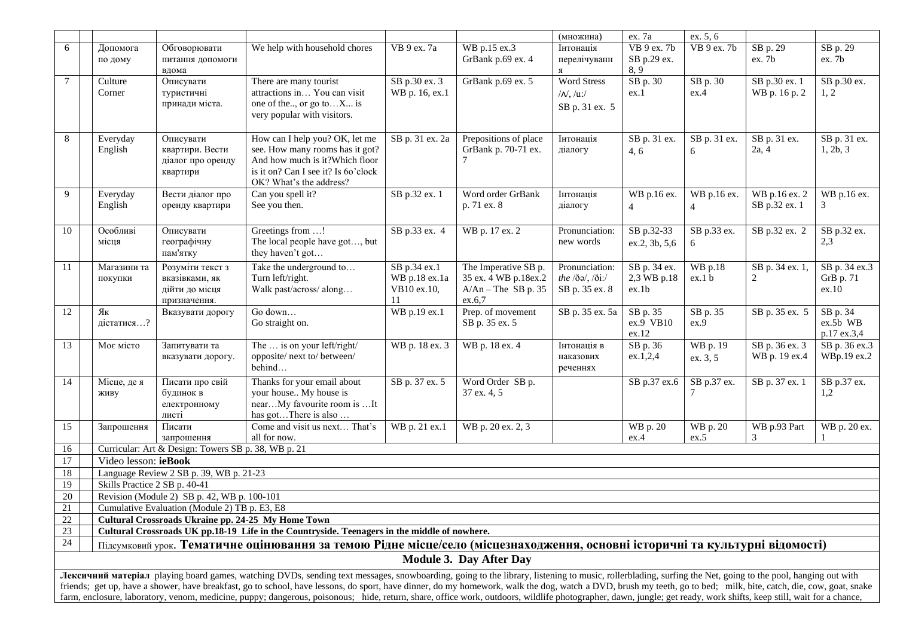| | | | | | | | | | | | |
|---|---|---|---|---|---|---|---|---|---|---|---|
| | | | | | | | (множина) | ex. 7a | ex. 5, 6 | | |
| 6 | | Допомога по дому | Обговорювати питання допомоги вдома | We help with household chores | VB 9 ex. 7a | WB p.15 ex.3 GrBank p.69 ex. 4 | Інтонація перелічування | VB 9 ex. 7b SB p.29 ex. 8, 9 | VB 9 ex. 7b | SB p. 29 ex. 7b | SB p. 29 ex. 7b |
| 7 | | Culture Corner | Описувати туристичні принади міста. | There are many tourist attractions in… You can visit one of the.., or go to…X... is very popular with visitors. | SB p.30 ex. 3 WB p. 16, ex.1 | GrBank p.69 ex. 5 | Word Stress /ʌ/, /u:/ SB p. 31 ex. 5 | SB p. 30 ex.1 | SB p. 30 ex.4 | SB p.30 ex. 1 WB p. 16 p. 2 | SB p.30 ex. 1, 2 |
| 8 | | Everyday English | Описувати квартири. Вести діалог про оренду квартири | How can I help you? OK, let me see. How many rooms has it got? And how much is it?Which floor is it on? Can I see it? Is 6o'clock OK? What's the address? | SB p. 31 ex. 2a | Prepositions of place GrBank p. 70-71 ex. 7 | Інтонація діалогу | SB p. 31 ex. 4, 6 | SB p. 31 ex. 6 | SB p. 31 ex. 2a, 4 | SB p. 31 ex. 1, 2b, 3 |
| 9 | | Everyday English | Вести діалог про оренду квартири | Can you spell it? See you then. | SB p.32 ex. 1 | Word order GrBank p. 71 ex. 8 | Інтонація діалогу | WB p.16 ex. 4 | WB p.16 ex. 4 | WB p.16 ex. 2 SB p.32 ex. 1 | WB p.16 ex. 3 |
| 10 | | Особливі місця | Описувати географічну пам'ятку | Greetings from …! The local people have got…, but they haven't got… | SB p.33 ex. 4 | WB p. 17 ex. 2 | Pronunciation: new words | SB p.32-33 ex.2, 3b, 5,6 | SB p.33 ex. 6 | SB p.32 ex. 2 | SB p.32 ex. 2,3 |
| 11 | | Магазини та покупки | Розуміти текст з вказівками, як дійти до місця призначення. | Take the underground to… Turn left/right. Walk past/across/ along… | SB p.34 ex.1 WB p.18 ex.1a VB10 ex.10, 11 | The Imperative SB p. 35 ex. 4 WB p.18ex.2 A/An – The SB p. 35 ex.6,7 | Pronunciation: *the* /ðə/, /ði:/ SB p. 35 ex. 8 | SB p. 34 ex. 2,3 WB p.18 ex.1b | WB p.18 ex.1 b | SB p. 34 ex. 1, 2 | SB p. 34 ex.3 GrB p. 71 ex.10 |
| 12 | | Як дістатися…? | Вказувати дорогу | Go down… Go straight on. | WB p.19 ex.1 | Prep. of movement SB p. 35 ex. 5 | SB p. 35 ex. 5a | SB p. 35 ex.9 VB10 ex.12 | SB p. 35 ex.9 | SB p. 35 ex. 5 | SB p. 34 ex.5b WB p.17 ex.3,4 |
| 13 | | Моє місто | Запитувати та вказувати дорогу. | The … is on your left/right/ opposite/ next to/ between/ behind… | WB p. 18 ex. 3 | WB p. 18 ex. 4 | Інтонація в наказових реченнях | SB p. 36 ex.1,2,4 | WB p. 19 ex. 3, 5 | SB p. 36 ex. 3 WB p. 19 ex.4 | SB p. 36 ex.3 WBp.19 ex.2 |
| 14 | | Місце, де я живу | Писати про свій будинок в електронному листі | Thanks for your email about your house.. My house is near…My favourite room is …It has got…There is also … | SB p. 37 ex. 5 | Word Order SB p. 37 ex. 4, 5 | | SB p.37 ex.6 | SB p.37 ex. 7 | SB p. 37 ex. 1 | SB p.37 ex. 1,2 |
| 15 | | Запрошення | Писати запрошення | Come and visit us next… That's all for now. | WB p. 21 ex.1 | WB p. 20 ex. 2, 3 | | WB p. 20 ex.4 | WB p. 20 ex.5 | WB p.93 Part 3 | WB p. 20 ex. 1 |
| 16 | | Curricular: Art & Design: Towers SB p. 38, WB p. 21 | | | | | | | | | |
| 17 | | Video lesson: **ieBook** | | | | | | | | | |
| 18 | | Language Review 2 SB p. 39, WB p. 21-23 | | | | | | | | | |
| 19 | | Skills Practice 2 SB p. 40-41 | | | | | | | | | |
| 20 | | Revision (Module 2) SB p. 42, WB p. 100-101 | | | | | | | | | |
| 21 | | Cumulative Evaluation (Module 2) TB p. E3, E8 | | | | | | | | | |
| 22 | | **Cultural Crossroads Ukraine pp. 24-25 My Home Town** | | | | | | | | | |
| 23 | | **Cultural Crossroads UK pp.18-19 Life in the Countryside. Teenagers in the middle of nowhere.** | | | | | | | | | |
| 24 | | Підсумковий урок. **Тематичне оцінювання за темою Рідне місце/село (місцезнаходження, основні історичні та культурні відомості)** | | | | | | | | | |

**Module 3. Day After Day**

**Лексичний матеріал** playing board games, watching DVDs, sending text messages, snowboarding, going to the library, listening to music, rollerblading, surfing the Net, going to the pool, hanging out with friends; get up, have a shower, have breakfast, go to school, have lessons, do sport, have dinner, do my homework, walk the dog, watch a DVD, brush my teeth, go to bed; milk, bite, catch, die, cow, goat, snake farm, enclosure, laboratory, venom, medicine, puppy; dangerous, poisonous; hide, return, share, office work, outdoors, wildlife photographer, dawn, jungle; get ready, work shifts, keep still, wait for a chance,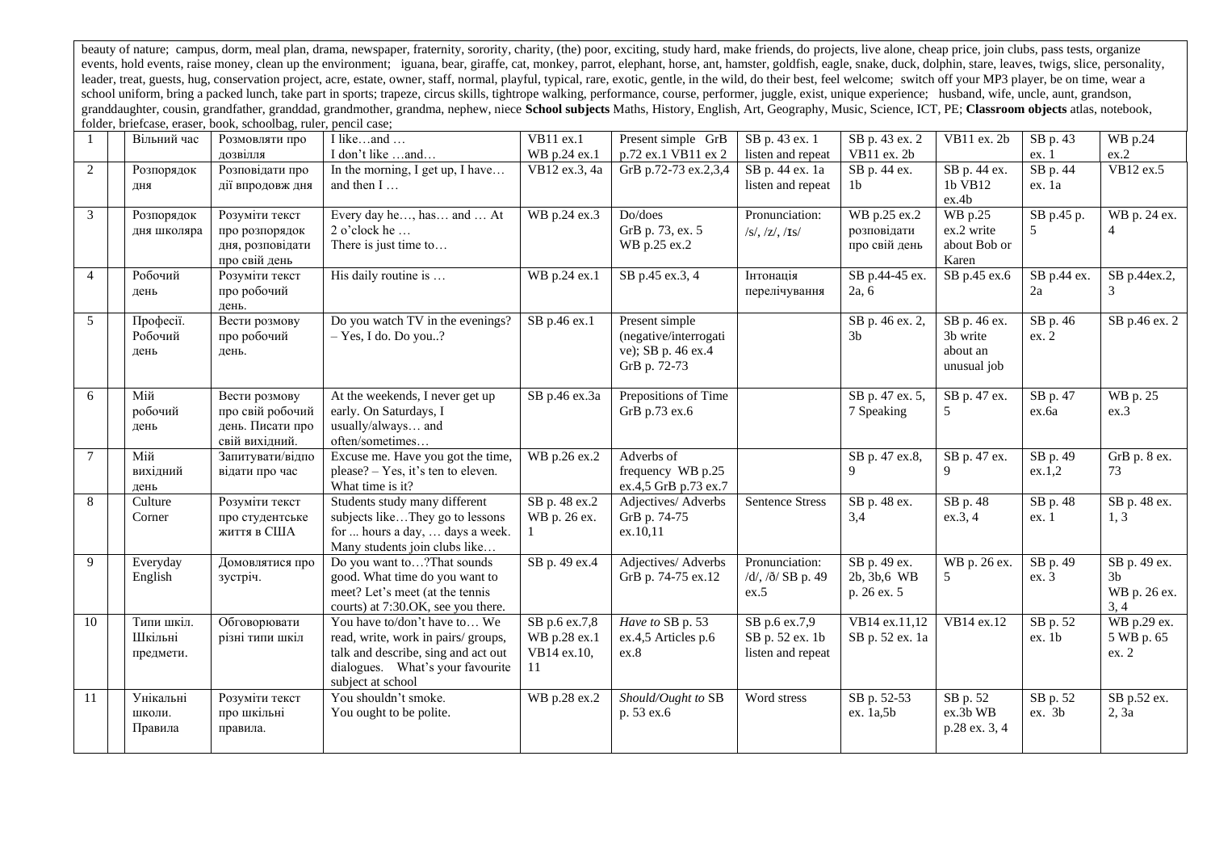beauty of nature; campus, dorm, meal plan, drama, newspaper, fraternity, sorority, charity, (the) poor, exciting, study hard, make friends, do projects, live alone, cheap price, join clubs, pass tests, organize events, hold events, raise money, clean up the environment; iguana, bear, giraffe, cat, monkey, parrot, elephant, horse, ant, hamster, goldfish, eagle, snake, duck, dolphin, stare, leaves, twigs, slice, personality, leader, treat, guests, hug, conservation project, acre, estate, owner, staff, normal, playful, typical, rare, exotic, gentle, in the wild, do their best, feel welcome; switch off your MP3 player, be on time, wear a school uniform, bring a packed lunch, take part in sports; trapeze, circus skills, tightrope walking, performance, course, performer, juggle, exist, unique experience; husband, wife, uncle, aunt, grandson, granddaughter, cousin, grandfather, granddad, grandmother, grandma, nephew, niece **School subjects** Maths, History, English, Art, Geography, Music, Science, ICT, PE; **Classroom objects** atlas, notebook, folder, briefcase, eraser, book, schoolbag, ruler, pencil case;

| | | | | | | | | | | |
|---|---|---|---|---|---|---|---|---|---|---|
| 1 | | Вільний час | Розмовляти про дозвілля | I like…and … I don't like …and… | VB11 ex.1 WB p.24 ex.1 | Present simple GrB p.72 ex.1 VB11 ex 2 | SB p. 43 ex. 1 listen and repeat | SB p. 43 ex. 2 VB11 ex. 2b | VB11 ex. 2b | SB p. 43 ex. 1 | WB p.24 ex.2 |
| 2 | | Розпорядок дня | Розповідати про дії впродовж дня | In the morning, I get up, I have… and then I … | VB12 ex.3, 4a | GrB p.72-73 ex.2,3,4 | SB p. 44 ex. 1a listen and repeat | SB p. 44 ex. 1b | SB p. 44 ex. 1b VB12 ex.4b | SB p. 44 ex. 1a | VB12 ex.5 |
| 3 | | Розпорядок дня школяра | Розуміти текст про розпорядок дня, розповідати про свій день | Every day he…, has… and … At 2 o'clock he … There is just time to… | WB p.24 ex.3 | Do/does GrB p. 73, ex. 5 WB p.25 ex.2 | Pronunciation: /s/, /z/, /ɪs/ | WB p.25 ex.2 розповідати про свій день | WB p.25 ex.2 write about Bob or Karen | SB p.45 p. 5 | WB p. 24 ex. 4 |
| 4 | | Робочий день | Розуміти текст про робочий день. | His daily routine is … | WB p.24 ex.1 | SB p.45 ex.3, 4 | Інтонація перелічування | SB p.44-45 ex. 2a, 6 | SB p.45 ex.6 | SB p.44 ex. 2a | SB p.44ex.2, 3 |
| 5 | | Професії. Робочий день | Вести розмову про робочий день. | Do you watch TV in the evenings? – Yes, I do. Do you..? | SB p.46 ex.1 | Present simple (negative/interrogative); SB p. 46 ex.4 GrB p. 72-73 | | SB p. 46 ex. 2, 3b | SB p. 46 ex. 3b write about an unusual job | SB p. 46 ex. 2 | SB p.46 ex. 2 |
| 6 | | Мій робочий день | Вести розмову про свій робочий день. Писати про свій вихідний. | At the weekends, I never get up early. On Saturdays, I usually/always… and often/sometimes… | SB p.46 ex.3a | Prepositions of Time GrB p.73 ex.6 | | SB p. 47 ex. 5, 7 Speaking | SB p. 47 ex. 5 | SB p. 47 ex.6a | WB p. 25 ex.3 |
| 7 | | Мій вихідний день | Запитувати/відповідати про час | Excuse me. Have you got the time, please? – Yes, it's ten to eleven. What time is it? | WB p.26 ex.2 | Adverbs of frequency WB p.25 ex.4,5 GrB p.73 ex.7 | | SB p. 47 ex.8, 9 | SB p. 47 ex. 9 | SB p. 49 ex.1,2 | GrB p. 8 ex. 73 |
| 8 | | Culture Corner | Розуміти текст про студентське життя в США | Students study many different subjects like…They go to lessons for ... hours a day, … days a week. Many students join clubs like… | SB p. 48 ex.2 WB p. 26 ex. 1 | Adjectives/ Adverbs GrB p. 74-75 ex.10,11 | Sentence Stress | SB p. 48 ex. 3,4 | SB p. 48 ex.3, 4 | SB p. 48 ex. 1 | SB p. 48 ex. 1, 3 |
| 9 | | Everyday English | Домовлятися про зустріч. | Do you want to…?That sounds good. What time do you want to meet? Let's meet (at the tennis courts) at 7:30.OK, see you there. | SB p. 49 ex.4 | Adjectives/ Adverbs GrB p. 74-75 ex.12 | Pronunciation: /d/, /ð/ SB p. 49 ex.5 | SB p. 49 ex. 2b, 3b,6 WB p. 26 ex. 5 | WB p. 26 ex. 5 | SB p. 49 ex. 3 | SB p. 49 ex. 3b WB p. 26 ex. 3, 4 |
| 10 | | Типи шкіл. Шкільні предмети. | Обговорювати різні типи шкіл | You have to/don't have to… We read, write, work in pairs/ groups, talk and describe, sing and act out dialogues. What's your favourite subject at school | SB p.6 ex.7,8 WB p.28 ex.1 VB14 ex.10, 11 | *Have to* SB p. 53 ex.4,5 Articles p.6 ex.8 | SB p.6 ex.7,9 SB p. 52 ex. 1b listen and repeat | VB14 ex.11,12 SB p. 52 ex. 1a | VB14 ex.12 | SB p. 52 ex. 1b | WB p.29 ex. 5 WB p. 65 ex. 2 |
| 11 | | Унікальні школи. Правила | Розуміти текст про шкільні правила. | You shouldn't smoke. You ought to be polite. | WB p.28 ex.2 | *Should/Ought to* SB p. 53 ex.6 | Word stress | SB p. 52-53 ex. 1a,5b | SB p. 52 ex.3b WB p.28 ex. 3, 4 | SB p. 52 ex. 3b | SB p.52 ex. 2, 3a |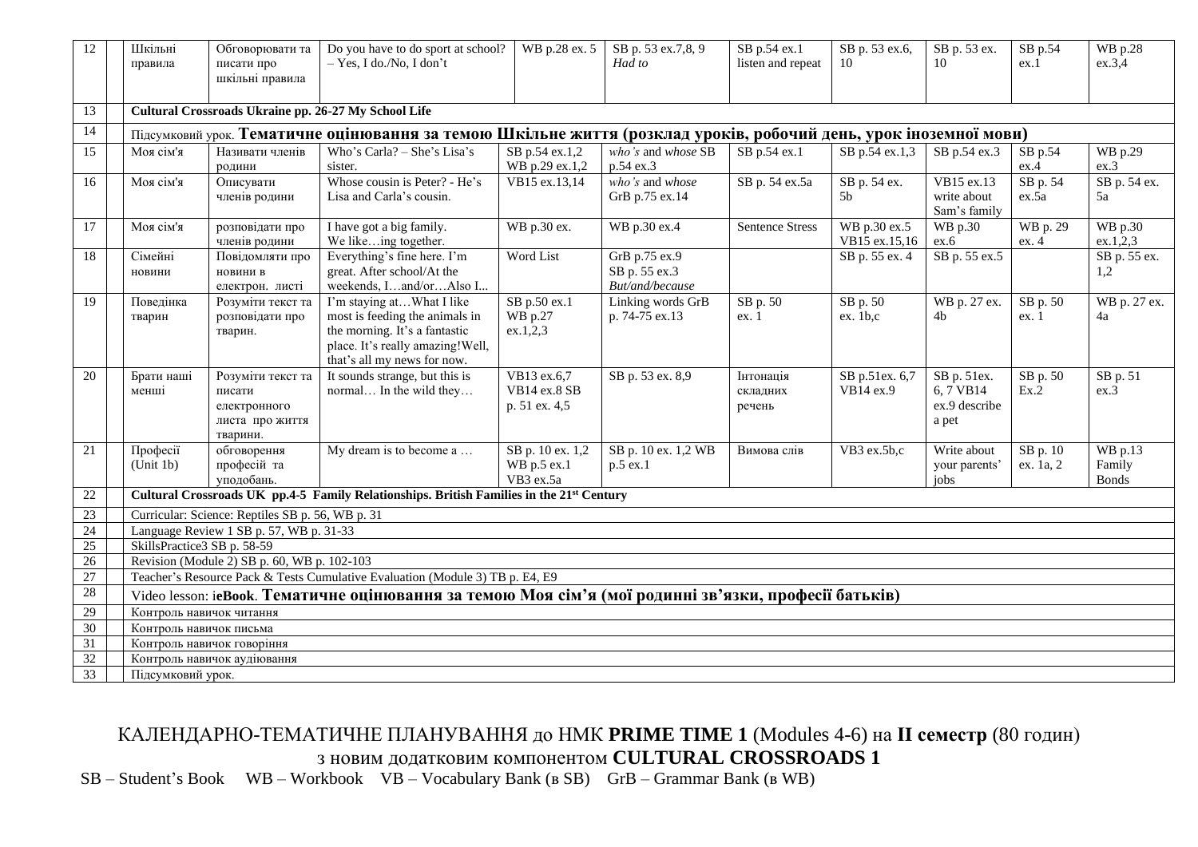| 12 | | Шкільні правила | Обговорювати та писати про шкільні правила | Do you have to do sport at school? – Yes, I do./No, I don't | WB p.28 ex. 5 | SB p. 53 ex.7,8, 9 *Had to* | SB p.54 ex.1 listen and repeat | SB p. 53 ex.6, 10 | SB p. 53 ex. 10 | SB p.54 ex.1 | WB p.28 ex.3,4 |
|---|---|---|---|---|---|---|---|---|---|---|---|
| 13 | | **Cultural Crossroads Ukraine pp. 26-27 My School Life** | | | | | | | | | |
| 14 | | Підсумковий урок. **Тематичне оцінювання за темою Шкільне життя (розклад уроків, робочий день, урок іноземної мови)** | | | | | | | | | |
| 15 | | Моя сім'я | Називати членів родини | Who's Carla? – She's Lisa's sister. | SB p.54 ex.1,2 WB p.29 ex.1,2 | *who's* and *whose* SB p.54 ex.3 | SB p.54 ex.1 | SB p.54 ex.1,3 | SB p.54 ex.3 | SB p.54 ex.4 | WB p.29 ex.3 |
| 16 | | Моя сім'я | Описувати членів родини | Whose cousin is Peter? - He's Lisa and Carla's cousin. | VB15 ex.13,14 | *who's* and *whose* GrB p.75 ex.14 | SB p. 54 ex.5a | SB p. 54 ex. 5b | VB15 ex.13 write about Sam's family | SB p. 54 ex.5a | SB p. 54 ex. 5a |
| 17 | | Моя сім'я | розповідати про членів родини | I have got a big family. We like…ing together. | WB p.30 ex. | WB p.30 ex.4 | Sentence Stress | WB p.30 ex.5 VB15 ex.15,16 | WB p.30 ex.6 | WB p. 29 ex. 4 | WB p.30 ex.1,2,3 |
| 18 | | Сімейні новини | Повідомляти про новини в електрон. листі | Everything's fine here. I'm great. After school/At the weekends, I…and/or…Also I... | Word List | GrB p.75 ex.9 SB p. 55 ex.3 *But/and/because* | | SB p. 55 ex. 4 | SB p. 55 ex.5 | | SB p. 55 ex. 1,2 |
| 19 | | Поведінка тварин | Розуміти текст та розповідати про тварин. | I'm staying at…What I like most is feeding the animals in the morning. It's a fantastic place. It's really amazing!Well, that's all my news for now. | SB p.50 ex.1 WB p.27 ex.1,2,3 | Linking words GrB p. 74-75 ex.13 | SB p. 50 ex. 1 | SB p. 50 ex. 1b,c | WB p. 27 ex. 4b | SB p. 50 ex. 1 | WB p. 27 ex. 4a |
| 20 | | Брати наші менші | Розуміти текст та писати електронного листа про життя тварини. | It sounds strange, but this is normal… In the wild they… | VB13 ex.6,7 VB14 ex.8 SB p. 51 ex. 4,5 | SB p. 53 ex. 8,9 | Інтонація складних речень | SB p.51ex. 6,7 VB14 ex.9 | SB p. 51ex. 6, 7 VB14 ex.9 describe a pet | SB p. 50 Ex.2 | SB p. 51 ex.3 |
| 21 | | Професії (Unit 1b) | обговорення професій та уподобань. | My dream is to become a … | SB p. 10 ex. 1,2 WB p.5 ex.1 VB3 ex.5a | SB p. 10 ex. 1,2 WB p.5 ex.1 | Вимова слів | VB3 ex.5b,c | Write about your parents' jobs | SB p. 10 ex. 1a, 2 | WB p.13 Family Bonds |
| 22 | | **Cultural Crossroads UK pp.4-5 Family Relationships. British Families in the 21st Century** | | | | | | | | | |
| 23 | | Curricular: Science: Reptiles SB p. 56, WB p. 31 | | | | | | | | | |
| 24 | | Language Review 1 SB p. 57, WB p. 31-33 | | | | | | | | | |
| 25 | | SkillsPractice3 SB p. 58-59 | | | | | | | | | |
| 26 | | Revision (Module 2) SB p. 60, WB p. 102-103 | | | | | | | | | |
| 27 | | Teacher's Resource Pack & Tests Cumulative Evaluation (Module 3) TB p. E4, E9 | | | | | | | | | |
| 28 | | Video lesson: i**eBook**. **Тематичне оцінювання за темою Моя сім'я (мої родинні зв'язки, професії батьків)** | | | | | | | | | |
| 29 | | Контроль навичок читання | | | | | | | | | |
| 30 | | Контроль навичок письма | | | | | | | | | |
| 31 | | Контроль навичок говоріння | | | | | | | | | |
| 32 | | Контроль навичок аудіювання | | | | | | | | | |
| 33 | | Підсумковий урок. | | | | | | | | | |

КАЛЕНДАРНО-ТЕМАТИЧНЕ ПЛАНУВАННЯ до НМК **PRIME TIME 1** (Modules 4-6) на **II семестр** (80 годин) з новим додатковим компонентом **CULTURAL CROSSROADS 1**

SB – Student's Book WB – Workbook VB – Vocabulary Bank (в SB) GrB – Grammar Bank (в WB)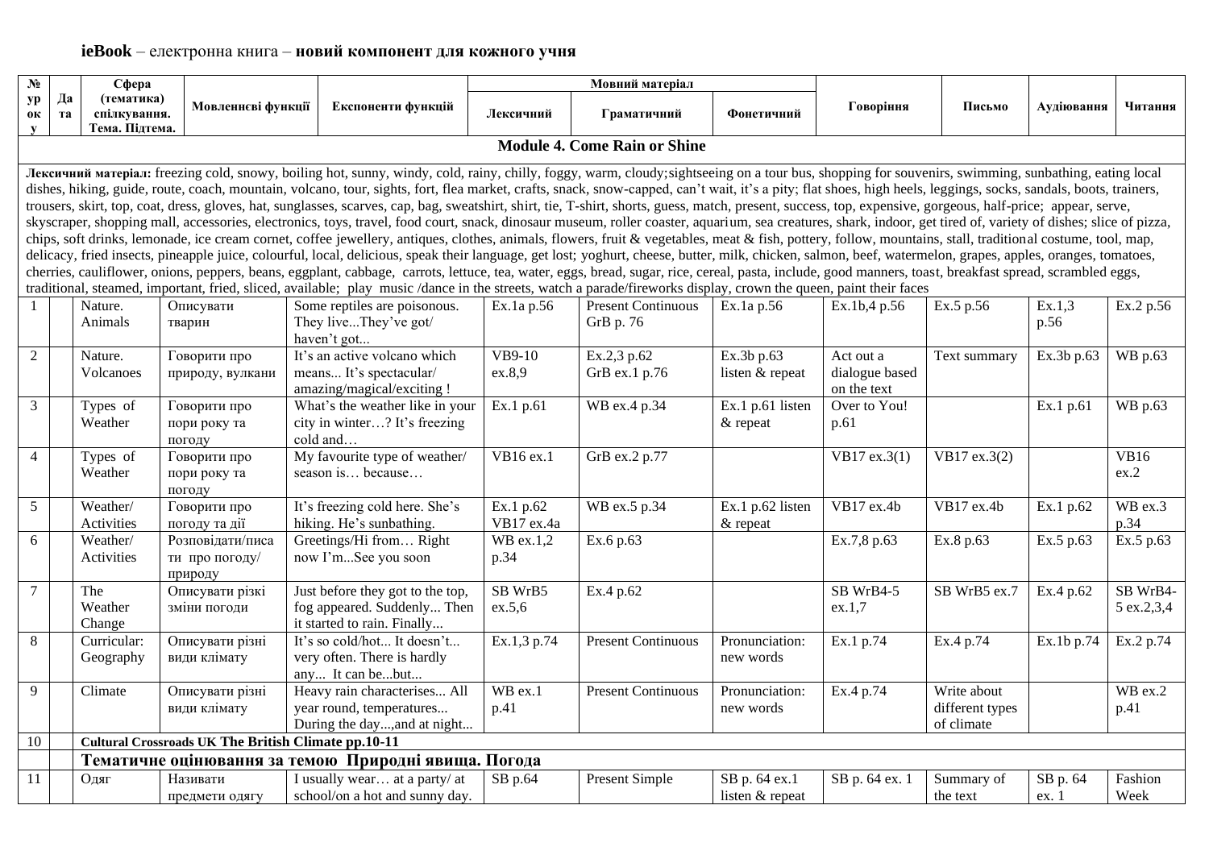**ieBook** – електронна книга – **новий компонент для кожного учня**

| № уроку | Дата | Сфера (тематика) спілкування. Тема. Підтема. | Мовленнєві функції | Експоненти функцій | Мовний матеріал | | | Говоріння | Письмо | Аудіювання | Читання |
|---|---|---|---|---|---|---|---|---|---|---|---|
| | | | | | Лексичний | Граматичний | Фонетичний | | | | |
| **Module 4. Come Rain or Shine** | | | | | | | | | | | |
| **Лексичний матеріал:** freezing cold, snowy, boiling hot, sunny, windy, cold, rainy, chilly, foggy, warm, cloudy;sightseeing on a tour bus, shopping for souvenirs, swimming, sunbathing, eating local dishes, hiking, guide, route, coach, mountain, volcano, tour, sights, fort, flea market, crafts, snack, snow-capped, can't wait, it's a pity; flat shoes, high heels, leggings, socks, sandals, boots, trainers, trousers, skirt, top, coat, dress, gloves, hat, sunglasses, scarves, cap, bag, sweatshirt, shirt, tie, T-shirt, shorts, guess, match, present, success, top, expensive, gorgeous, half-price; appear, serve, skyscraper, shopping mall, accessories, electronics, toys, travel, food court, snack, dinosaur museum, roller coaster, aquarium, sea creatures, shark, indoor, get tired of, variety of dishes; slice of pizza, chips, soft drinks, lemonade, ice cream cornet, coffee jewellery, antiques, clothes, animals, flowers, fruit & vegetables, meat & fish, pottery, follow, mountains, stall, traditional costume, tool, map, delicacy, fried insects, pineapple juice, colourful, local, delicious, speak their language, get lost; yoghurt, cheese, butter, milk, chicken, salmon, beef, watermelon, grapes, apples, oranges, tomatoes, cherries, cauliflower, onions, peppers, beans, eggplant, cabbage, carrots, lettuce, tea, water, eggs, bread, sugar, rice, cereal, pasta, include, good manners, toast, breakfast spread, scrambled eggs, traditional, steamed, important, fried, sliced, available; play music /dance in the streets, watch a parade/fireworks display, crown the queen, paint their faces | | | | | | | | | | | |
| 1 | | Nature. Animals | Описувати тварин | Some reptiles are poisonous. They live...They've got/ haven't got... | Ex.1a p.56 | Present Continuous GrB p. 76 | Ex.1a p.56 | Ex.1b,4 p.56 | Ex.5 p.56 | Ex.1,3 p.56 | Ex.2 p.56 |
| 2 | | Nature. Volcanoes | Говорити про природу, вулкани | It's an active volcano which means... It's spectacular/ amazing/magical/exciting ! | VB9-10 ex.8,9 | Ex.2,3 p.62 GrB ex.1 p.76 | Ex.3b p.63 listen & repeat | Act out a dialogue based on the text | Text summary | Ex.3b p.63 | WB p.63 |
| 3 | | Types of Weather | Говорити про пори року та погоду | What's the weather like in your city in winter…? It's freezing cold and… | Ex.1 p.61 | WB ex.4 p.34 | Ex.1 p.61 listen & repeat | Over to You! p.61 | | Ex.1 p.61 | WB p.63 |
| 4 | | Types of Weather | Говорити про пори року та погоду | My favourite type of weather/ season is… because… | VB16 ex.1 | GrB ex.2 p.77 | | VB17 ex.3(1) | VB17 ex.3(2) | | VB16 ex.2 |
| 5 | | Weather/ Activities | Говорити про погоду та дії | It's freezing cold here. She's hiking. He's sunbathing. | Ex.1 p.62 VB17 ex.4a | WB ex.5 p.34 | Ex.1 p.62 listen & repeat | VB17 ex.4b | VB17 ex.4b | Ex.1 p.62 | WB ex.3 p.34 |
| 6 | | Weather/ Activities | Розповідати/писати про погоду/ природу | Greetings/Hi from… Right now I'm...See you soon | WB ex.1,2 p.34 | Ex.6 p.63 | | Ex.7,8 p.63 | Ex.8 p.63 | Ex.5 p.63 | Ex.5 p.63 |
| 7 | | The Weather Change | Описувати різкі зміни погоди | Just before they got to the top, fog appeared. Suddenly... Then it started to rain. Finally... | SB WrB5 ex.5,6 | Ex.4 p.62 | | SB WrB4-5 ex.1,7 | SB WrB5 ex.7 | Ex.4 p.62 | SB WrB4-5 ex.2,3,4 |
| 8 | | Curricular: Geography | Описувати різні види клімату | It's so cold/hot... It doesn't... very often. There is hardly any... It can be...but... | Ex.1,3 p.74 | Present Continuous | Pronunciation: new words | Ex.1 p.74 | Ex.4 p.74 | Ex.1b p.74 | Ex.2 p.74 |
| 9 | | Climate | Описувати різні види клімату | Heavy rain characterises... All year round, temperatures... During the day...,and at night... | WB ex.1 p.41 | Present Continuous | Pronunciation: new words | Ex.4 p.74 | Write about different types of climate | | WB ex.2 p.41 |
| 10 | | **Cultural Crossroads UK The British Climate pp.10-11** | | | | | | | | | |
| | | **Тематичне оцінювання за темою Природні явища. Погода** | | | | | | | | | |
| 11 | | Одяг | Називати предмети одягу | I usually wear… at a party/ at school/on a hot and sunny day. | SB p.64 | Present Simple | SB p. 64 ex.1 listen & repeat | SB p. 64 ex. 1 | Summary of the text | SB p. 64 ex. 1 | Fashion Week |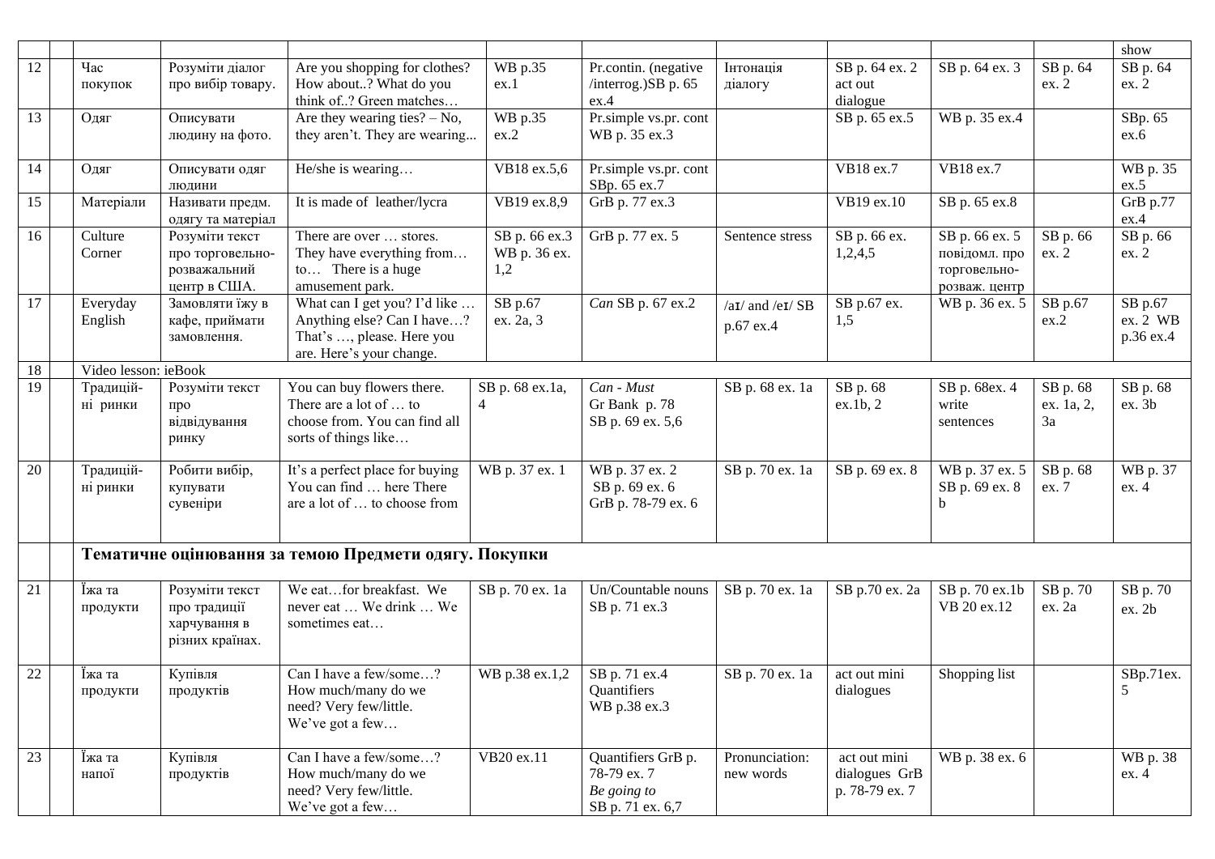| | | | | | | | | | | |
|---|---|---|---|---|---|---|---|---|---|---|
| | | | | | | | | | | show |
| 12 | | Час покупок | Розуміти діалог про вибір товару. | Are you shopping for clothes? How about..? What do you think of..? Green matches… | WB p.35 ex.1 | Pr.contin. (negative /interrog.)SB p. 65 ex.4 | Інтонація діалогу | SB p. 64 ex. 2 act out dialogue | SB p. 64 ex. 3 | SB p. 64 ex. 2 | SB p. 64 ex. 2 |
| 13 | | Одяг | Описувати людину на фото. | Are they wearing ties? – No, they aren't. They are wearing... | WB p.35 ex.2 | Pr.simple vs.pr. cont WB p. 35 ex.3 | | SB p. 65 ex.5 | WB p. 35 ex.4 | | SBp. 65 ex.6 |
| 14 | | Одяг | Описувати одяг людини | He/she is wearing… | VB18 ex.5,6 | Pr.simple vs.pr. cont SBp. 65 ex.7 | | VB18 ex.7 | VB18 ex.7 | | WB p. 35 ex.5 |
| 15 | | Матеріали | Називати предм. одягу та матеріал | It is made of leather/lycra | VB19 ex.8,9 | GrB p. 77 ex.3 | | VB19 ex.10 | SB p. 65 ex.8 | | GrB p.77 ex.4 |
| 16 | | Culture Corner | Розуміти текст про торговельно-розважальний центр в США. | There are over … stores. They have everything from… to… There is a huge amusement park. | SB p. 66 ex.3 WB p. 36 ex. 1,2 | GrB p. 77 ex. 5 | Sentence stress | SB p. 66 ex. 1,2,4,5 | SB p. 66 ex. 5 повідомл. про торговельно-розваж. центр | SB p. 66 ex. 2 | SB p. 66 ex. 2 |
| 17 | | Everyday English | Замовляти їжу в кафе, приймати замовлення. | What can I get you? I'd like … Anything else? Can I have…? That's …, please. Here you are. Here's your change. | SB p.67 ex. 2a, 3 | *Can* SB p. 67 ex.2 | /aɪ/ and /eɪ/ SB p.67 ex.4 | SB p.67 ex. 1,5 | WB p. 36 ex. 5 | SB p.67 ex.2 | SB p.67 ex. 2 WB p.36 ex.4 |
| 18 | | Video lesson: ieBook | | | | | | | | | |
| 19 | | Традицій-ні ринки | Розуміти текст про відвідування ринку | You can buy flowers there. There are a lot of … to choose from. You can find all sorts of things like… | SB p. 68 ex.1a, 4 | *Can - Must* Gr Bank p. 78 SB p. 69 ex. 5,6 | SB p. 68 ex. 1a | SB p. 68 ex.1b, 2 | SB p. 68ex. 4 write sentences | SB p. 68 ex. 1a, 2, 3a | SB p. 68 ex. 3b |
| 20 | | Традицій-ні ринки | Робити вибір, купувати сувеніри | It's a perfect place for buying You can find … here There are a lot of … to choose from | WB p. 37 ex. 1 | WB p. 37 ex. 2 SB p. 69 ex. 6 GrB p. 78-79 ex. 6 | SB p. 70 ex. 1a | SB p. 69 ex. 8 | WB p. 37 ex. 5 SB p. 69 ex. 8 b | SB p. 68 ex. 7 | WB p. 37 ex. 4 |
| | | **Тематичне оцінювання за темою Предмети одягу. Покупки** | | | | | | | | | |
| 21 | | Їжа та продукти | Розуміти текст про традиції харчування в різних країнах. | We eat…for breakfast. We never eat … We drink … We sometimes eat… | SB p. 70 ex. 1a | Un/Countable nouns SB p. 71 ex.3 | SB p. 70 ex. 1a | SB p.70 ex. 2a | SB p. 70 ex.1b VB 20 ex.12 | SB p. 70 ex. 2a | SB p. 70 ex. 2b |
| 22 | | Їжа та продукти | Купівля продуктів | Can I have a few/some…? How much/many do we need? Very few/little. We've got a few… | WB p.38 ex.1,2 | SB p. 71 ex.4 Quantifiers WB p.38 ex.3 | SB p. 70 ex. 1a | act out mini dialogues | Shopping list | | SBp.71ex. 5 |
| 23 | | Їжа та напої | Купівля продуктів | Can I have a few/some…? How much/many do we need? Very few/little. We've got a few… | VB20 ex.11 | Quantifiers GrB p. 78-79 ex. 7 *Be going to* SB p. 71 ex. 6,7 | Pronunciation: new words | act out mini dialogues GrB p. 78-79 ex. 7 | WB p. 38 ex. 6 | | WB p. 38 ex. 4 |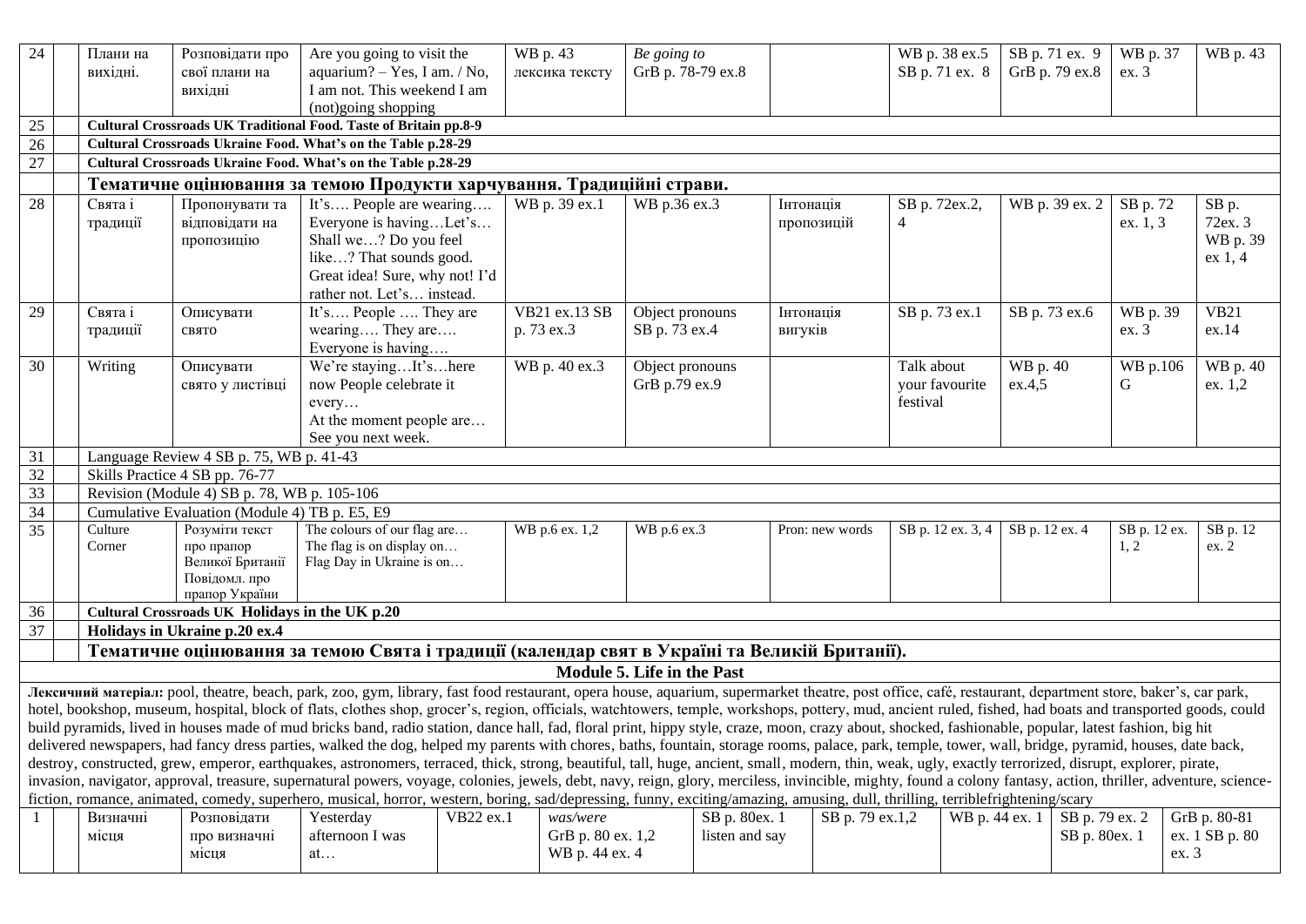| | | | | | | | | | | | |
|---|---|---|---|---|---|---|---|---|---|---|---|
| 24 | | Плани на вихідні. | Розповідати про свої плани на вихідні | Are you going to visit the aquarium? – Yes, I am. / No, I am not. This weekend I am (not)going shopping | WB p. 43 лексика тексту | *Be going to* GrB p. 78-79 ex.8 | | WB p. 38 ex.5 SB p. 71 ex. 8 | SB p. 71 ex. 9 GrB p. 79 ex.8 | WB p. 37 ex. 3 | WB p. 43 |
| 25 | | **Cultural Crossroads UK Traditional Food. Taste of Britain pp.8-9** | | | | | | | | | |
| 26 | | **Cultural Crossroads Ukraine Food. What's on the Table p.28-29** | | | | | | | | | |
| 27 | | **Cultural Crossroads Ukraine Food. What's on the Table p.28-29** | | | | | | | | | |
| | | **Тематичне оцінювання за темою Продукти харчування. Традиційні страви.** | | | | | | | | | |
| 28 | | Свята і традиції | Пропонувати та відповідати на пропозицію | It's…. People are wearing…. Everyone is having…Let's… Shall we…? Do you feel like…? That sounds good. Great idea! Sure, why not! I'd rather not. Let's… instead. | WB p. 39 ex.1 | WB p.36 ex.3 | Інтонація пропозицій | SB p. 72ex.2, 4 | WB p. 39 ex. 2 | SB p. 72 ex. 1, 3 | SB p. 72ex. 3 WB p. 39 ex 1, 4 |
| 29 | | Свята і традиції | Описувати свято | It's…. People …. They are wearing…. They are…. Everyone is having…. | VB21 ex.13 SB p. 73 ex.3 | Object pronouns SB p. 73 ex.4 | Інтонація вигуків | SB p. 73 ex.1 | SB p. 73 ex.6 | WB p. 39 ex. 3 | VB21 ex.14 |
| 30 | | Writing | Описувати свято у листівці | We're staying…It's…here now People celebrate it every… At the moment people are… See you next week. | WB p. 40 ex.3 | Object pronouns GrB p.79 ex.9 | | Talk about your favourite festival | WB p. 40 ex.4,5 | WB p.106 G | WB p. 40 ex. 1,2 |
| 31 | | Language Review 4 SB p. 75, WB p. 41-43 | | | | | | | | | |
| 32 | | Skills Practice 4 SB pp. 76-77 | | | | | | | | | |
| 33 | | Revision (Module 4) SB p. 78, WB p. 105-106 | | | | | | | | | |
| 34 | | Cumulative Evaluation (Module 4) TB p. E5, E9 | | | | | | | | | |
| 35 | | Culture Corner | Розуміти текст про прапор Великої Британії Повідомл. про прапор України | The colours of our flag are… The flag is on display on… Flag Day in Ukraine is on… | WB p.6 ex. 1,2 | WB p.6 ex.3 | Pron: new words | SB p. 12 ex. 3, 4 | SB p. 12 ex. 4 | SB p. 12 ex. 1, 2 | SB p. 12 ex. 2 |
| 36 | | **Cultural Crossroads UK Holidays in the UK p.20** | | | | | | | | | |
| 37 | | **Holidays in Ukraine p.20 ex.4** | | | | | | | | | |
| | | **Тематичне оцінювання за темою Свята і традиції (календар свят в Україні та Великій Британії).** | | | | | | | | | |

**Module 5. Life in the Past**

**Лексичний матеріал:** pool, theatre, beach, park, zoo, gym, library, fast food restaurant, opera house, aquarium, supermarket theatre, post office, café, restaurant, department store, baker's, car park, hotel, bookshop, museum, hospital, block of flats, clothes shop, grocer's, region, officials, watchtowers, temple, workshops, pottery, mud, ancient ruled, fished, had boats and transported goods, could build pyramids, lived in houses made of mud bricks band, radio station, dance hall, fad, floral print, hippy style, craze, moon, crazy about, shocked, fashionable, popular, latest fashion, big hit delivered newspapers, had fancy dress parties, walked the dog, helped my parents with chores, baths, fountain, storage rooms, palace, park, temple, tower, wall, bridge, pyramid, houses, date back, destroy, constructed, grew, emperor, earthquakes, astronomers, terraced, thick, strong, beautiful, tall, huge, ancient, small, modern, thin, weak, ugly, exactly terrorized, disrupt, explorer, pirate, invasion, navigator, approval, treasure, supernatural powers, voyage, colonies, jewels, debt, navy, reign, glory, merciless, invincible, mighty, found a colony fantasy, action, thriller, adventure, science-fiction, romance, animated, comedy, superhero, musical, horror, western, boring, sad/depressing, funny, exciting/amazing, amusing, dull, thrilling, terriblefrightening/scary

| | | | | | | | | | | | |
|---|---|---|---|---|---|---|---|---|---|---|---|
| 1 | | Визначні місця | Розповідати про визначні місця | Yesterday afternoon I was at… | VB22 ex.1 | *was/were* GrB p. 80 ex. 1,2 WB p. 44 ex. 4 | SB p. 80ex. 1 listen and say | SB p. 79 ex.1,2 | WB p. 44 ex. 1 | SB p. 79 ex. 2 SB p. 80ex. 1 | GrB p. 80-81 ex. 1 SB p. 80 ex. 3 |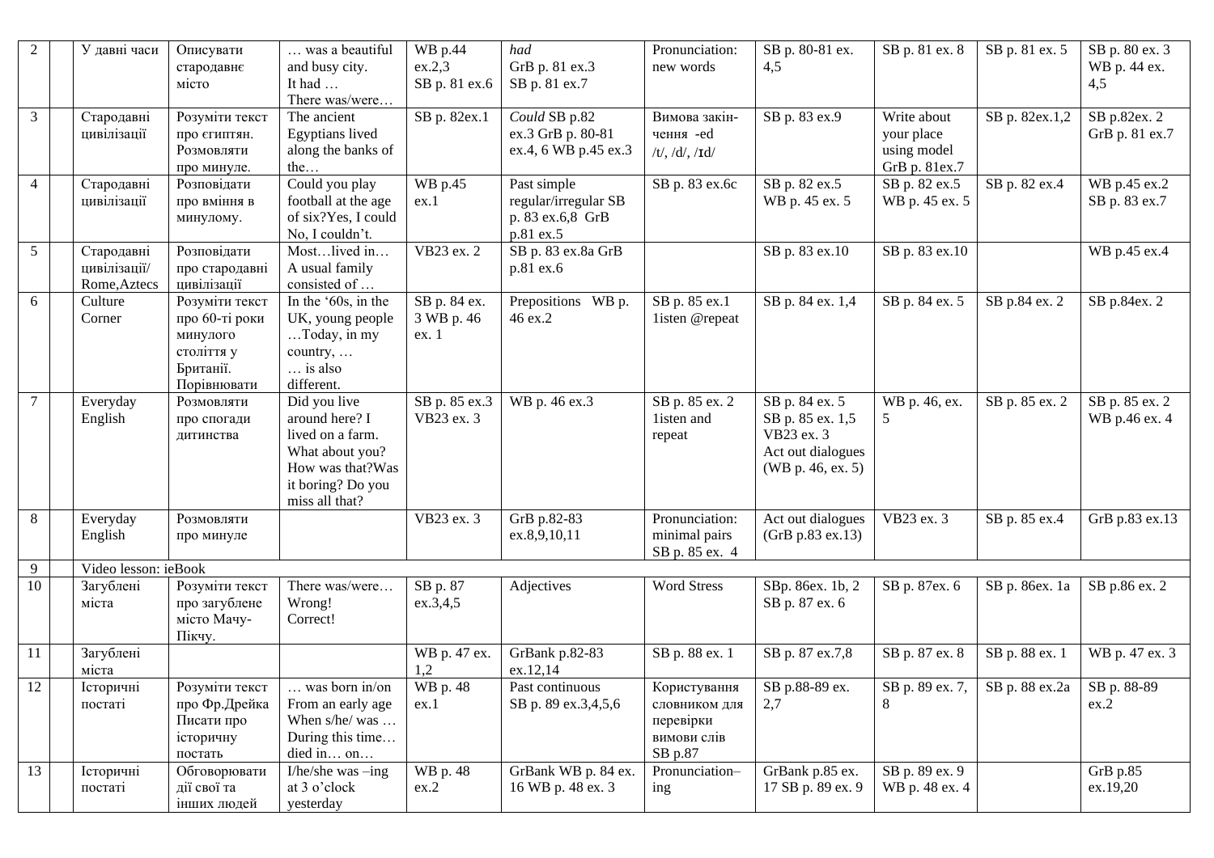| | | | | | | | | | | | |
|---|---|---|---|---|---|---|---|---|---|---|---|
| 2 | | У давні часи | Описувати стародавнє місто | … was a beautiful and busy city. It had … There was/were… | WB p.44 ex.2,3 SB p. 81 ex.6 | *had* GrB p. 81 ex.3 SB p. 81 ex.7 | Pronunciation: new words | SB p. 80-81 ex. 4,5 | SB p. 81 ex. 8 | SB p. 81 ex. 5 | SB p. 80 ex. 3 WB p. 44 ex. 4,5 |
| 3 | | Стародавні цивілізації | Розуміти текст про єгиптян. Розмовляти про минуле. | The ancient Egyptians lived along the banks of the… | SB p. 82ex.1 | *Could* SB p.82 ex.3 GrB p. 80-81 ex.4, 6 WB p.45 ex.3 | Вимова закін-чення -ed /t/, /d/, /ɪd/ | SB p. 83 ex.9 | Write about your place using model GrB p. 81ex.7 | SB p. 82ex.1,2 | SB p.82ex. 2 GrB p. 81 ex.7 |
| 4 | | Стародавні цивілізації | Розповідати про вміння в минулому. | Could you play football at the age of six?Yes, I could No, I couldn't. | WB p.45 ex.1 | Past simple regular/irregular SB p. 83 ex.6,8 GrB p.81 ex.5 | SB p. 83 ex.6c | SB p. 82 ex.5 WB p. 45 ex. 5 | SB p. 82 ex.5 WB p. 45 ex. 5 | SB p. 82 ex.4 | WB p.45 ex.2 SB p. 83 ex.7 |
| 5 | | Стародавні цивілізації/ Rome,Aztecs | Розповідати про стародавні цивілізації | Most…lived in… A usual family consisted of … | VB23 ex. 2 | SB p. 83 ex.8a GrB p.81 ex.6 | | SB p. 83 ex.10 | SB p. 83 ex.10 | | WB p.45 ex.4 |
| 6 | | Culture Corner | Розуміти текст про 60-ті роки минулого століття у Британії. Порівнювати | In the '60s, in the UK, young people …Today, in my country, … … is also different. | SB p. 84 ex. 3 WB p. 46 ex. 1 | Prepositions WB p. 46 ex.2 | SB p. 85 ex.1 1isten @repeat | SB p. 84 ex. 1,4 | SB p. 84 ex. 5 | SB p.84 ex. 2 | SB p.84ex. 2 |
| 7 | | Everyday English | Розмовляти про спогади дитинства | Did you live around here? I lived on a farm. What about you? How was that?Was it boring? Do you miss all that? | SB p. 85 ex.3 VB23 ex. 3 | WB p. 46 ex.3 | SB p. 85 ex. 2 1isten and repeat | SB p. 84 ex. 5 SB p. 85 ex. 1,5 VB23 ex. 3 Act out dialogues (WB p. 46, ex. 5) | WB p. 46, ex. 5 | SB p. 85 ex. 2 | SB p. 85 ex. 2 WB p.46 ex. 4 |
| 8 | | Everyday English | Розмовляти про минуле | | VB23 ex. 3 | GrB p.82-83 ex.8,9,10,11 | Pronunciation: minimal pairs SB p. 85 ex. 4 | Act out dialogues (GrB p.83 ex.13) | VB23 ex. 3 | SB p. 85 ex.4 | GrB p.83 ex.13 |
| 9 | | Video lesson: ieBook | | | | | | | | | |
| 10 | | Загублені міста | Розуміти текст про загублене місто Мачу-Пікчу. | There was/were… Wrong! Correct! | SB p. 87 ex.3,4,5 | Adjectives | Word Stress | SBp. 86ex. 1b, 2 SB p. 87 ex. 6 | SB p. 87ex. 6 | SB p. 86ex. 1a | SB p.86 ex. 2 |
| 11 | | Загублені міста | | | WB p. 47 ex. 1,2 | GrBank p.82-83 ex.12,14 | SB p. 88 ex. 1 | SB p. 87 ex.7,8 | SB p. 87 ex. 8 | SB p. 88 ex. 1 | WB p. 47 ex. 3 |
| 12 | | Історичні постаті | Розуміти текст про Фр.Дрейка Писати про історичну постать | … was born in/on From an early age When s/he/ was … During this time… died in… on… | WB p. 48 ex.1 | Past continuous SB p. 89 ex.3,4,5,6 | Користування словником для перевірки вимови слів SB p.87 | SB p.88-89 ex. 2,7 | SB p. 89 ex. 7, 8 | SB p. 88 ex.2a | SB p. 88-89 ex.2 |
| 13 | | Історичні постаті | Обговорювати дії свої та інших людей | I/he/she was –ing at 3 o'clock yesterday | WB p. 48 ex.2 | GrBank WB p. 84 ex. 16 WB p. 48 ex. 3 | Pronunciation–ing | GrBank p.85 ex. 17 SB p. 89 ex. 9 | SB p. 89 ex. 9 WB p. 48 ex. 4 | | GrB p.85 ex.19,20 |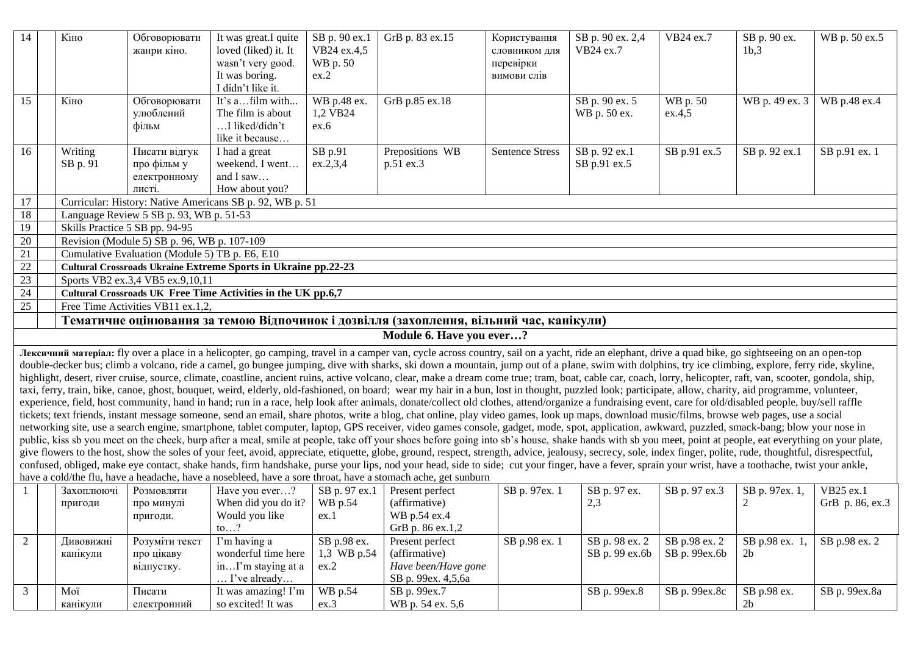| 14 | | Кіно | Обговорювати жанри кіно. | It was great.I quite loved (liked) it. It wasn't very good. It was boring. I didn't like it. | SB p. 90 ex.1 VB24 ex.4,5 WB p. 50 ex.2 | GrB p. 83 ex.15 | Користування словником для перевірки вимови слів | SB p. 90 ex. 2,4 VB24 ex.7 | VB24 ex.7 | SB p. 90 ex. 1b,3 | WB p. 50 ex.5 |
|---|---|---|---|---|---|---|---|---|---|---|---|
| 15 | | Кіно | Обговорювати улюблений фільм | It's a…film with... The film is about …I liked/didn't like it because… | WB p.48 ex. 1,2 VB24 ex.6 | GrB p.85 ex.18 | | SB p. 90 ex. 5 WB p. 50 ex. | WB p. 50 ex.4,5 | WB p. 49 ex. 3 | WB p.48 ex.4 |
| 16 | | Writing SB p. 91 | Писати відгук про фільм у електронному листі. | I had a great weekend. I went… and I saw… How about you? | SB p.91 ex.2,3,4 | Prepositions WB p.51 ex.3 | Sentence Stress | SB p. 92 ex.1 SB p.91 ex.5 | SB p.91 ex.5 | SB p. 92 ex.1 | SB p.91 ex. 1 |
| 17 | | Curricular: History: Native Americans SB p. 92, WB p. 51 | | | | | | | | | |
| 18 | | Language Review 5 SB p. 93, WB p. 51-53 | | | | | | | | | |
| 19 | | Skills Practice 5 SB pp. 94-95 | | | | | | | | | |
| 20 | | Revision (Module 5) SB p. 96, WB p. 107-109 | | | | | | | | | |
| 21 | | Cumulative Evaluation (Module 5) TB p. E6, E10 | | | | | | | | | |
| 22 | | **Cultural Crossroads Ukraine Extreme Sports in Ukraine pp.22-23** | | | | | | | | | |
| 23 | | Sports VB2 ex.3,4 VB5 ex.9,10,11 | | | | | | | | | |
| 24 | | **Cultural Crossroads UK Free Time Activities in the UK pp.6,7** | | | | | | | | | |
| 25 | | Free Time Activities VB11 ex.1,2, | | | | | | | | | |
| | | **Тематичне оцінювання за темою Відпочинок і дозвілля (захоплення, вільний час, канікули)** | | | | | | | | | |

**Module 6. Have you ever…?**

**Лексичний матеріал:** fly over a place in a helicopter, go camping, travel in a camper van, cycle across country, sail on a yacht, ride an elephant, drive a quad bike, go sightseeing on an open-top double-decker bus; climb a volcano, ride a camel, go bungee jumping, dive with sharks, ski down a mountain, jump out of a plane, swim with dolphins, try ice climbing, explore, ferry ride, skyline, highlight, desert, river cruise, source, climate, coastline, ancient ruins, active volcano, clear, make a dream come true; tram, boat, cable car, coach, lorry, helicopter, raft, van, scooter, gondola, ship, taxi, ferry, train, bike, canoe, ghost, bouquet, weird, elderly, old-fashioned, on board; wear my hair in a bun, lost in thought, puzzled look; participate, allow, charity, aid programme, volunteer, experience, field, host community, hand in hand; run in a race, help look after animals, donate/collect old clothes, attend/organize a fundraising event, care for old/disabled people, buy/sell raffle tickets; text friends, instant message someone, send an email, share photos, write a blog, chat online, play video games, look up maps, download music/films, browse web pages, use a social networking site, use a search engine, smartphone, tablet computer, laptop, GPS receiver, video games console, gadget, mode, spot, application, awkward, puzzled, smack-bang; blow your nose in public, kiss sb you meet on the cheek, burp after a meal, smile at people, take off your shoes before going into sb's house, shake hands with sb you meet, point at people, eat everything on your plate, give flowers to the host, show the soles of your feet, avoid, appreciate, etiquette, globe, ground, respect, strength, advice, jealousy, secrecy, sole, index finger, polite, rude, thoughtful, disrespectful, confused, obliged, make eye contact, shake hands, firm handshake, purse your lips, nod your head, side to side; cut your finger, have a fever, sprain your wrist, have a toothache, twist your ankle, have a cold/the flu, have a headache, have a nosebleed, have a sore throat, have a stomach ache, get sunburn

| 1 | | Захоплюючі пригоди | Розмовляти про минулі пригоди. | Have you ever…? When did you do it? Would you like to…? | SB p. 97 ex.1 WB p.54 ex.1 | Present perfect (affirmative) WB p.54 ex.4 GrB p. 86 ex.1,2 | SB p. 97ex. 1 | SB p. 97 ex. 2,3 | SB p. 97 ex.3 | SB p. 97ex. 1, 2 | VB25 ex.1 GrB p. 86, ex.3 |
|---|---|---|---|---|---|---|---|---|---|---|---|
| 2 | | Дивовижні канікули | Розуміти текст про цікаву відпустку. | I'm having a wonderful time here in…I'm staying at a … I've already… | SB p.98 ex. 1,3 WB p.54 ex.2 | Present perfect (affirmative) *Have been/Have gone* SB p. 99ex. 4,5,6a | SB p.98 ex. 1 | SB p. 98 ex. 2 SB p. 99 ex.6b | SB p.98 ex. 2 SB p. 99ex.6b | SB p.98 ex. 1, 2b | SB p.98 ex. 2 |
| 3 | | Мої канікули | Писати електронний | It was amazing! I'm so excited! It was | WB p.54 ex.3 | SB p. 99ex.7 WB p. 54 ex. 5,6 | | SB p. 99ex.8 | SB p. 99ex.8c | SB p.98 ex. 2b | SB p. 99ex.8a |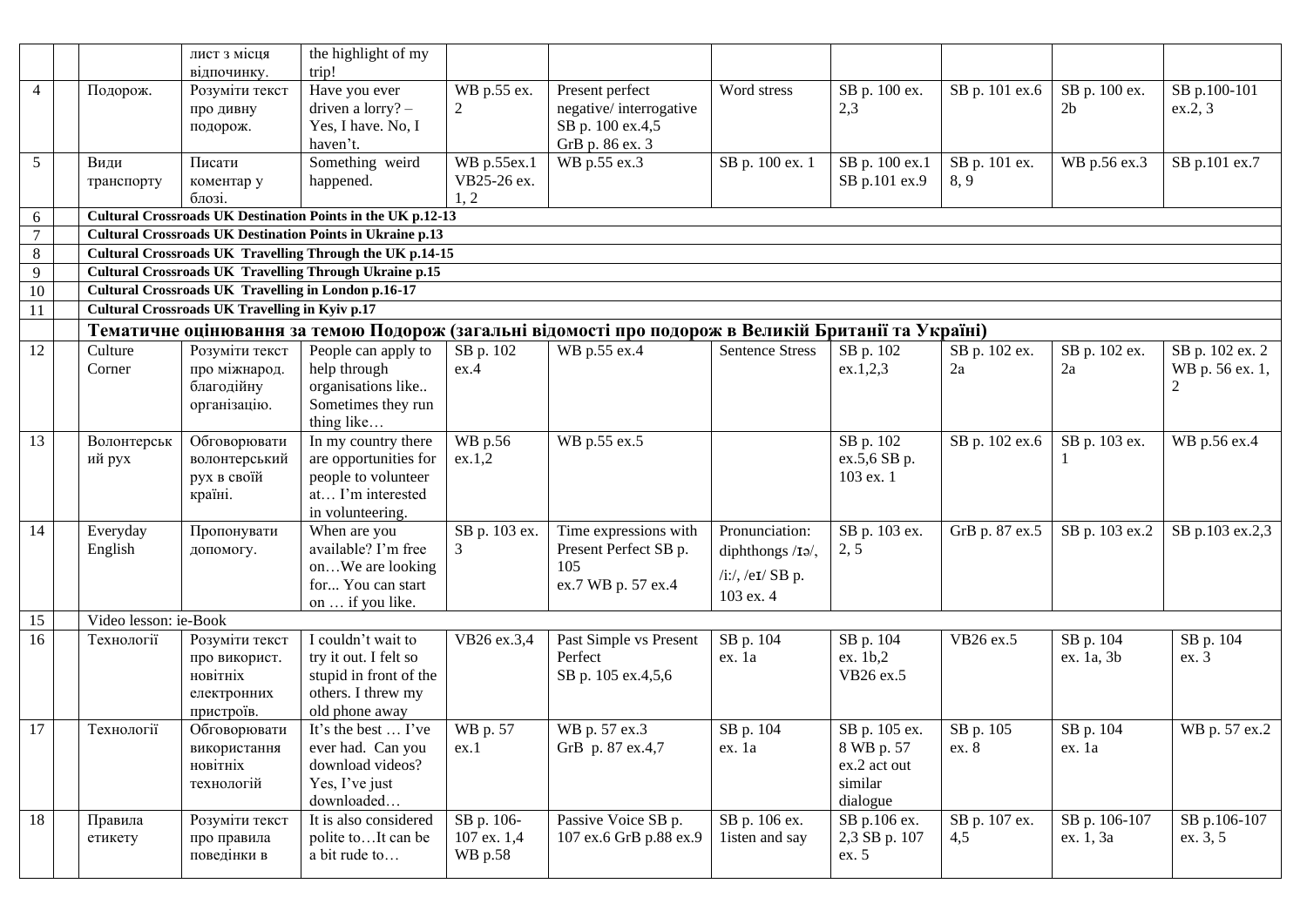|  |  |  | лист з місця відпочинку. | the highlight of my trip! |  |  |  |  |  |  |  |
|---|---|---|---|---|---|---|---|---|---|---|---|
| 4 |  | Подорож. | Розуміти текст про дивну подорож. | Have you ever driven a lorry? – Yes, I have. No, I haven't. | WB p.55 ex. 2 | Present perfect negative/ interrogative SB p. 100 ex.4,5 GrB p. 86 ex. 3 | Word stress | SB p. 100 ex. 2,3 | SB p. 101 ex.6 | SB p. 100 ex. 2b | SB p.100-101 ex.2, 3 |
| 5 |  | Види транспорту | Писати коментар у блозі. | Something weird happened. | WB p.55ex.1 VB25-26 ex. 1, 2 | WB p.55 ex.3 | SB p. 100 ex. 1 | SB p. 100 ex.1 SB p.101 ex.9 | SB p. 101 ex. 8, 9 | WB p.56 ex.3 | SB p.101 ex.7 |
| 6 |  | **Cultural Crossroads UK Destination Points in the UK p.12-13** |  |  |  |  |  |  |  |  |  |
| 7 |  | **Cultural Crossroads UK Destination Points in Ukraine p.13** |  |  |  |  |  |  |  |  |  |
| 8 |  | **Cultural Crossroads UK Travelling Through the UK p.14-15** |  |  |  |  |  |  |  |  |  |
| 9 |  | **Cultural Crossroads UK Travelling Through Ukraine p.15** |  |  |  |  |  |  |  |  |  |
| 10 |  | **Cultural Crossroads UK Travelling in London p.16-17** |  |  |  |  |  |  |  |  |  |
| 11 |  | **Cultural Crossroads UK Travelling in Kyiv p.17** |  |  |  |  |  |  |  |  |  |
|  |  | **Тематичне оцінювання за темою Подорож (загальні відомості про подорож в Великій Британії та Україні)** |  |  |  |  |  |  |  |  |  |
| 12 |  | Culture Corner | Розуміти текст про міжнарод. благодійну організацію. | People can apply to help through organisations like.. Sometimes they run thing like… | SB p. 102 ex.4 | WB p.55 ex.4 | Sentence Stress | SB p. 102 ex.1,2,3 | SB p. 102 ex. 2a | SB p. 102 ex. 2a | SB p. 102 ex. 2 WB p. 56 ex. 1, 2 |
| 13 |  | Волонтерський рух | Обговорювати волонтерський рух в своїй країні. | In my country there are opportunities for people to volunteer at… I'm interested in volunteering. | WB p.56 ex.1,2 | WB p.55 ex.5 |  | SB p. 102 ex.5,6 SB p. 103 ex. 1 | SB p. 102 ex.6 | SB p. 103 ex. 1 | WB p.56 ex.4 |
| 14 |  | Everyday English | Пропонувати допомогу. | When are you available? I'm free on…We are looking for... You can start on … if you like. | SB p. 103 ex. 3 | Time expressions with Present Perfect SB p. 105 ex.7 WB p. 57 ex.4 | Pronunciation: diphthongs /ɪə/, /i:/, /eɪ/ SB p. 103 ex. 4 | SB p. 103 ex. 2, 5 | GrB p. 87 ex.5 | SB p. 103 ex.2 | SB p.103 ex.2,3 |
| 15 |  | Video lesson: ie-Book |  |  |  |  |  |  |  |  |  |
| 16 |  | Технології | Розуміти текст про використ. новітніх електронних пристроїв. | I couldn't wait to try it out. I felt so stupid in front of the others. I threw my old phone away | VB26 ex.3,4 | Past Simple vs Present Perfect SB p. 105 ex.4,5,6 | SB p. 104 ex. 1a | SB p. 104 ex. 1b,2 VB26 ex.5 | VB26 ex.5 | SB p. 104 ex. 1a, 3b | SB p. 104 ex. 3 |
| 17 |  | Технології | Обговорювати використання новітніх технологій | It's the best … I've ever had. Can you download videos? Yes, I've just downloaded… | WB p. 57 ex.1 | WB p. 57 ex.3 GrB p. 87 ex.4,7 | SB p. 104 ex. 1a | SB p. 105 ex. 8 WB p. 57 ex.2 act out similar dialogue | SB p. 105 ex. 8 | SB p. 104 ex. 1a | WB p. 57 ex.2 |
| 18 |  | Правила етикету | Розуміти текст про правила поведінки в | It is also considered polite to…It can be a bit rude to… | SB p. 106-107 ex. 1,4 WB p.58 | Passive Voice SB p. 107 ex.6 GrB p.88 ex.9 | SB p. 106 ex. 1isten and say | SB p.106 ex. 2,3 SB p. 107 ex. 5 | SB p. 107 ex. 4,5 | SB p. 106-107 ex. 1, 3a | SB p.106-107 ex. 3, 5 |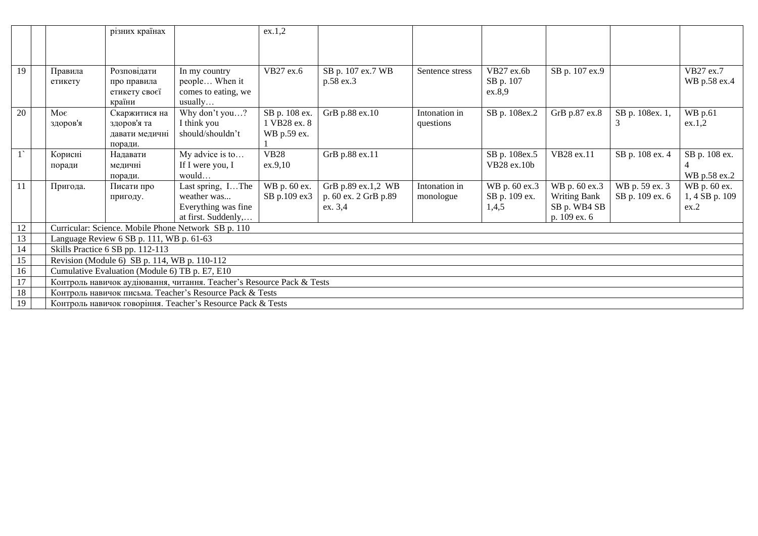| | | | | | | | | | | | |
|---|---|---|---|---|---|---|---|---|---|---|---|
| | | | різних країнах | | ex.1,2 | | | | | | |
| 19 | | Правила етикету | Розповідати про правила етикету своєї країни | In my country people… When it comes to eating, we usually… | VB27 ex.6 | SB p. 107 ex.7 WB p.58 ex.3 | Sentence stress | VB27 ex.6b SB p. 107 ex.8,9 | SB p. 107 ex.9 | | VB27 ex.7 WB p.58 ex.4 |
| 20 | | Моє здоров'я | Скаржитися на здоров'я та давати медичні поради. | Why don't you…? I think you should/shouldn't | SB p. 108 ex. 1 VB28 ex. 8 WB p.59 ex. 1 | GrB p.88 ex.10 | Intonation in questions | SB p. 108ex.2 | GrB p.87 ex.8 | SB p. 108ex. 1, 3 | WB p.61 ex.1,2 |
| 1` | | Корисні поради | Надавати медичні поради. | My advice is to… If I were you, I would… | VB28 ex.9,10 | GrB p.88 ex.11 | | SB p. 108ex.5 VB28 ex.10b | VB28 ex.11 | SB p. 108 ex. 4 | SB p. 108 ex. 4 WB p.58 ex.2 |
| 11 | | Пригода. | Писати про пригоду. | Last spring, I…The weather was... Everything was fine at first. Suddenly,… | WB p. 60 ex. SB p.109 ex3 | GrB p.89 ex.1,2 WB p. 60 ex. 2 GrB p.89 ex. 3,4 | Intonation in monologue | WB p. 60 ex.3 SB p. 109 ex. 1,4,5 | WB p. 60 ex.3 Writing Bank SB p. WB4 SB p. 109 ex. 6 | WB p. 59 ex. 3 SB p. 109 ex. 6 | WB p. 60 ex. 1, 4 SB p. 109 ex.2 |
| 12 | | Curricular: Science. Mobile Phone Network SB p. 110 | | | | | | | | | |
| 13 | | Language Review 6 SB p. 111, WB p. 61-63 | | | | | | | | | |
| 14 | | Skills Practice 6 SB pp. 112-113 | | | | | | | | | |
| 15 | | Revision (Module 6) SB p. 114, WB p. 110-112 | | | | | | | | | |
| 16 | | Cumulative Evaluation (Module 6) TB p. E7, E10 | | | | | | | | | |
| 17 | | Контроль навичок аудіювання, читання. Teacher's Resource Pack & Tests | | | | | | | | | |
| 18 | | Контроль навичок письма. Teacher's Resource Pack & Tests | | | | | | | | | |
| 19 | | Контроль навичок говоріння. Teacher's Resource Pack & Tests | | | | | | | | | |